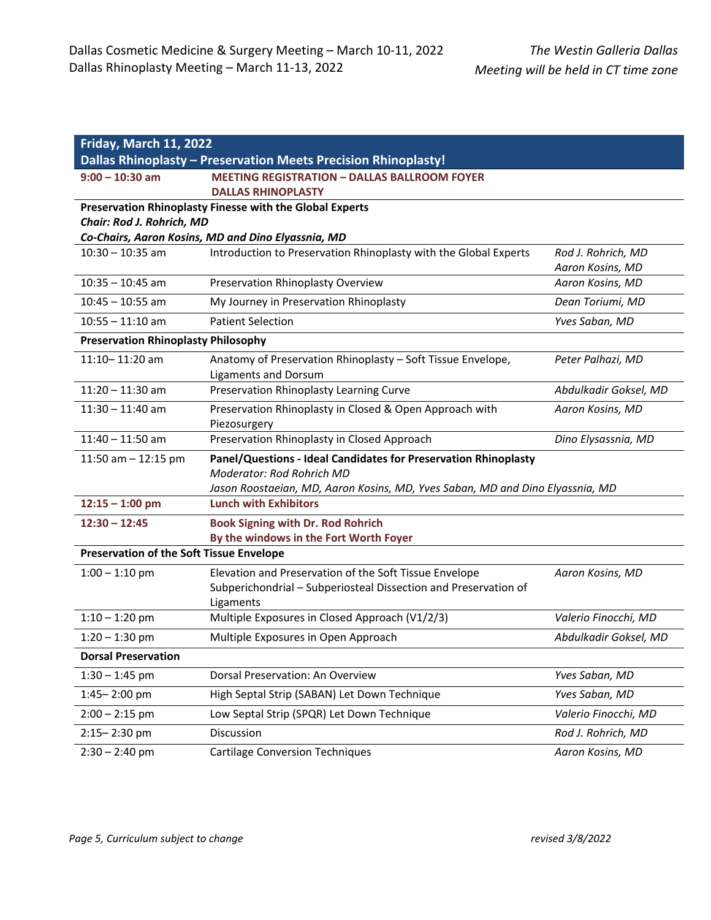Dallas Cosmetic Medicine & Surgery Meeting – March 10-11, 2022
Dallas Rhinoplasty Meeting – March 11-13, 2022

*The Westin Galleria Dallas*
*Meeting will be held in CT time zone*

| **Friday, March 11, 2022<br>Dallas Rhinoplasty – Preservation Meets Precision Rhinoplasty!** | | |
|---|---|---|
| **9:00 – 10:30 am** | **MEETING REGISTRATION – DALLAS BALLROOM FOYER<br>DALLAS RHINOPLASTY** | |
| **Preservation Rhinoplasty Finesse with the Global Experts**<br>***Chair: Rod J. Rohrich, MD***<br>***Co-Chairs, Aaron Kosins, MD and Dino Elyassnia, MD*** | | |
| 10:30 – 10:35 am | Introduction to Preservation Rhinoplasty with the Global Experts | *Rod J. Rohrich, MD<br>Aaron Kosins, MD* |
| 10:35 – 10:45 am | Preservation Rhinoplasty Overview | *Aaron Kosins, MD* |
| 10:45 – 10:55 am | My Journey in Preservation Rhinoplasty | *Dean Toriumi, MD* |
| 10:55 – 11:10 am | Patient Selection | *Yves Saban, MD* |
| **Preservation Rhinoplasty Philosophy** | | |
| 11:10– 11:20 am | Anatomy of Preservation Rhinoplasty – Soft Tissue Envelope, Ligaments and Dorsum | *Peter Palhazi, MD* |
| 11:20 – 11:30 am | Preservation Rhinoplasty Learning Curve | *Abdulkadir Goksel, MD* |
| 11:30 – 11:40 am | Preservation Rhinoplasty in Closed & Open Approach with Piezosurgery | *Aaron Kosins, MD* |
| 11:40 – 11:50 am | Preservation Rhinoplasty in Closed Approach | *Dino Elysassnia, MD* |
| 11:50 am – 12:15 pm | **Panel/Questions - Ideal Candidates for Preservation Rhinoplasty**<br>*Moderator: Rod Rohrich MD*<br>*Jason Roostaeian, MD, Aaron Kosins, MD, Yves Saban, MD and Dino Elyassnia, MD* | |
| **12:15 – 1:00 pm** | **Lunch with Exhibitors** | |
| **12:30 – 12:45** | **Book Signing with Dr. Rod Rohrich<br>By the windows in the Fort Worth Foyer** | |
| **Preservation of the Soft Tissue Envelope** | | |
| 1:00 – 1:10 pm | Elevation and Preservation of the Soft Tissue Envelope Subperichondrial – Subperiosteal Dissection and Preservation of Ligaments | *Aaron Kosins, MD* |
| 1:10 – 1:20 pm | Multiple Exposures in Closed Approach (V1/2/3) | *Valerio Finocchi, MD* |
| 1:20 – 1:30 pm | Multiple Exposures in Open Approach | *Abdulkadir Goksel, MD* |
| **Dorsal Preservation** | | |
| 1:30 – 1:45 pm | Dorsal Preservation: An Overview | *Yves Saban, MD* |
| 1:45– 2:00 pm | High Septal Strip (SABAN) Let Down Technique | *Yves Saban, MD* |
| 2:00 – 2:15 pm | Low Septal Strip (SPQR) Let Down Technique | *Valerio Finocchi, MD* |
| 2:15– 2:30 pm | Discussion | *Rod J. Rohrich, MD* |
| 2:30 – 2:40 pm | Cartilage Conversion Techniques | *Aaron Kosins, MD* |

*Curriculum subject to change* *revised 3/8/2022*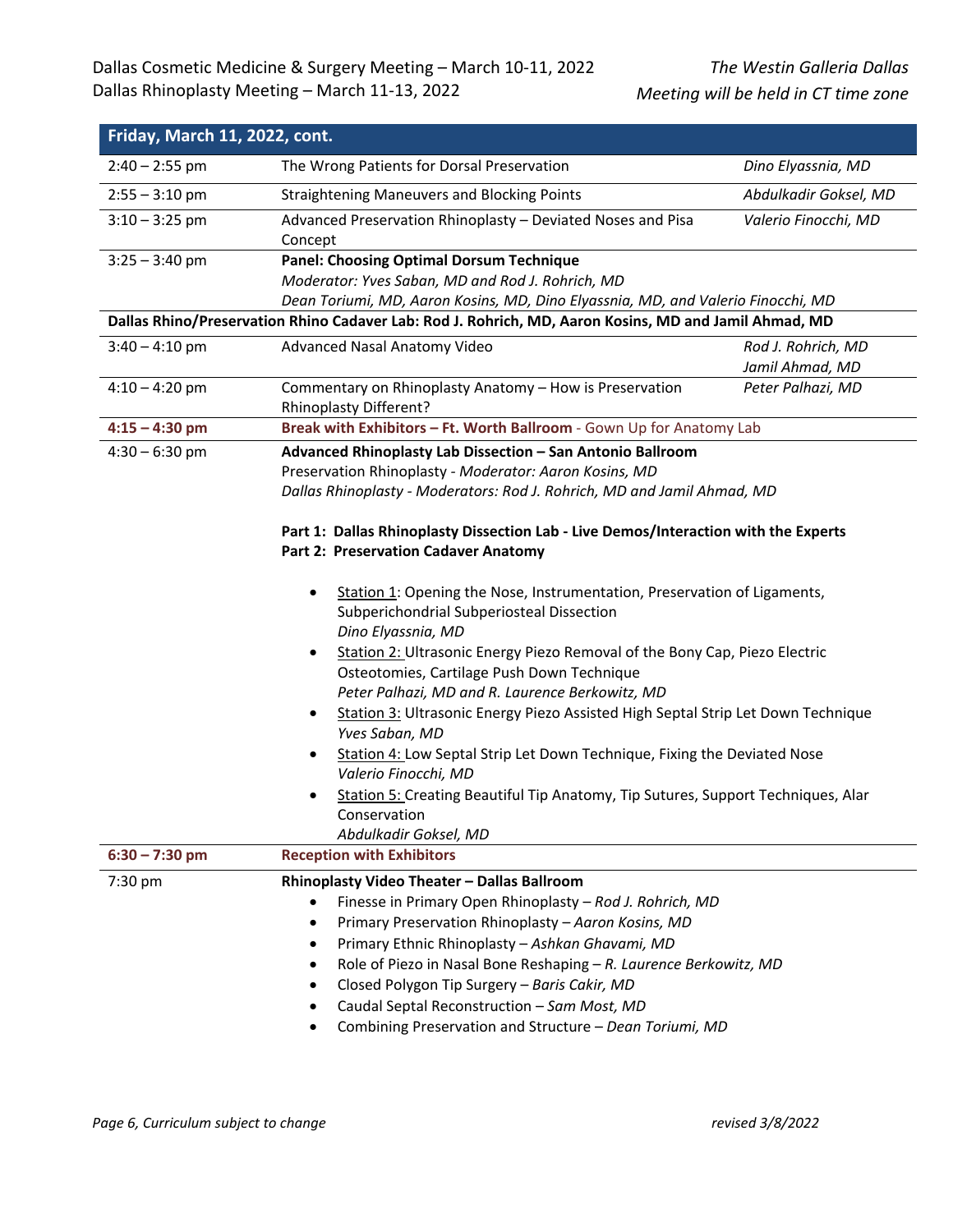Dallas Cosmetic Medicine & Surgery Meeting – March 10-11, 2022
Dallas Rhinoplasty Meeting – March 11-13, 2022

*The Westin Galleria Dallas*
*Meeting will be held in CT time zone*

| **Friday, March 11, 2022, cont.** | | |
|---|---|---|
| 2:40 – 2:55 pm | The Wrong Patients for Dorsal Preservation | *Dino Elyassnia, MD* |
| 2:55 – 3:10 pm | Straightening Maneuvers and Blocking Points | *Abdulkadir Goksel, MD* |
| 3:10 – 3:25 pm | Advanced Preservation Rhinoplasty – Deviated Noses and Pisa Concept | *Valerio Finocchi, MD* |
| 3:25 – 3:40 pm | **Panel: Choosing Optimal Dorsum Technique**<br>*Moderator: Yves Saban, MD and Rod J. Rohrich, MD*<br>*Dean Toriumi, MD, Aaron Kosins, MD, Dino Elyassnia, MD, and Valerio Finocchi, MD* | |
| **Dallas Rhino/Preservation Rhino Cadaver Lab: Rod J. Rohrich, MD, Aaron Kosins, MD and Jamil Ahmad, MD** | | |
| 3:40 – 4:10 pm | Advanced Nasal Anatomy Video | *Rod J. Rohrich, MD*<br>*Jamil Ahmad, MD* |
| 4:10 – 4:20 pm | Commentary on Rhinoplasty Anatomy – How is Preservation Rhinoplasty Different? | *Peter Palhazi, MD* |
| **4:15 – 4:30 pm** | **Break with Exhibitors – Ft. Worth Ballroom** - Gown Up for Anatomy Lab | |
| 4:30 – 6:30 pm | **Advanced Rhinoplasty Lab Dissection – San Antonio Ballroom**<br>Preservation Rhinoplasty - *Moderator: Aaron Kosins, MD*<br>*Dallas Rhinoplasty - Moderators: Rod J. Rohrich, MD and Jamil Ahmad, MD*<br><br>**Part 1: Dallas Rhinoplasty Dissection Lab - Live Demos/Interaction with the Experts**<br>**Part 2: Preservation Cadaver Anatomy**<br><br>• Station 1: Opening the Nose, Instrumentation, Preservation of Ligaments, Subperichondrial Subperiosteal Dissection *Dino Elyassnia, MD*<br>• Station 2: Ultrasonic Energy Piezo Removal of the Bony Cap, Piezo Electric Osteotomies, Cartilage Push Down Technique *Peter Palhazi, MD and R. Laurence Berkowitz, MD*<br>• Station 3: Ultrasonic Energy Piezo Assisted High Septal Strip Let Down Technique *Yves Saban, MD*<br>• Station 4: Low Septal Strip Let Down Technique, Fixing the Deviated Nose *Valerio Finocchi, MD*<br>• Station 5: Creating Beautiful Tip Anatomy, Tip Sutures, Support Techniques, Alar Conservation *Abdulkadir Goksel, MD* | |
| **6:30 – 7:30 pm** | **Reception with Exhibitors** | |
| 7:30 pm | **Rhinoplasty Video Theater – Dallas Ballroom**<br>• Finesse in Primary Open Rhinoplasty – *Rod J. Rohrich, MD*<br>• Primary Preservation Rhinoplasty – *Aaron Kosins, MD*<br>• Primary Ethnic Rhinoplasty – *Ashkan Ghavami, MD*<br>• Role of Piezo in Nasal Bone Reshaping – *R. Laurence Berkowitz, MD*<br>• Closed Polygon Tip Surgery – *Baris Cakir, MD*<br>• Caudal Septal Reconstruction – *Sam Most, MD*<br>• Combining Preservation and Structure – *Dean Toriumi, MD* | |

*Page 6, Curriculum subject to change* *revised 3/8/2022*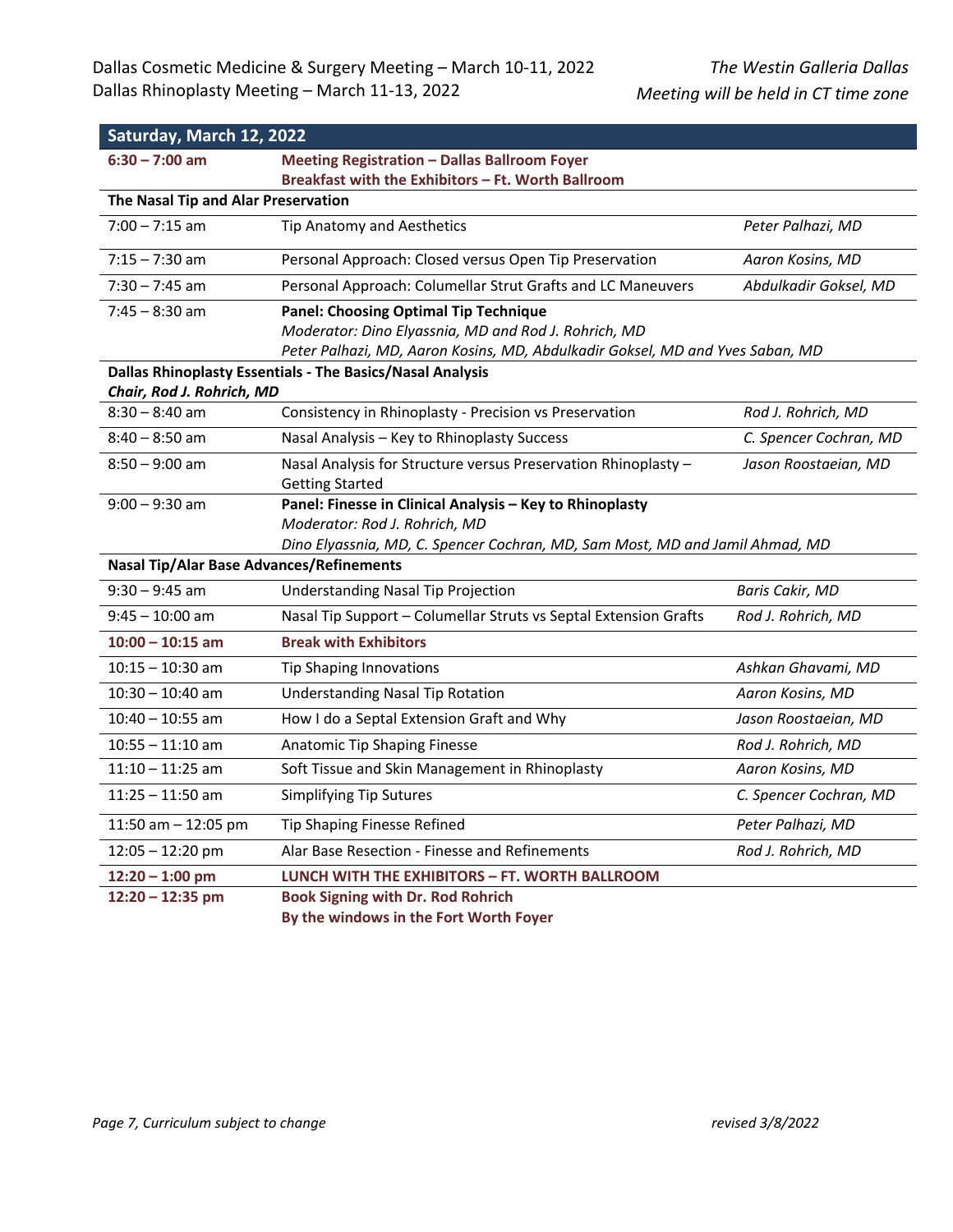Dallas Cosmetic Medicine & Surgery Meeting – March 10-11, 2022
Dallas Rhinoplasty Meeting – March 11-13, 2022

*The Westin Galleria Dallas*
*Meeting will be held in CT time zone*

## Saturday, March 12, 2022

| Time | Session | Speaker |
|---|---|---|
| **6:30 – 7:00 am** | **Meeting Registration – Dallas Ballroom Foyer**<br>**Breakfast with the Exhibitors – Ft. Worth Ballroom** | |
| **The Nasal Tip and Alar Preservation** | | |
| 7:00 – 7:15 am | Tip Anatomy and Aesthetics | *Peter Palhazi, MD* |
| 7:15 – 7:30 am | Personal Approach: Closed versus Open Tip Preservation | *Aaron Kosins, MD* |
| 7:30 – 7:45 am | Personal Approach: Columellar Strut Grafts and LC Maneuvers | *Abdulkadir Goksel, MD* |
| 7:45 – 8:30 am | **Panel: Choosing Optimal Tip Technique**<br>*Moderator: Dino Elyassnia, MD and Rod J. Rohrich, MD*<br>*Peter Palhazi, MD, Aaron Kosins, MD, Abdulkadir Goksel, MD and Yves Saban, MD* | |
| **Dallas Rhinoplasty Essentials - The Basics/Nasal Analysis**<br>***Chair, Rod J. Rohrich, MD*** | | |
| 8:30 – 8:40 am | Consistency in Rhinoplasty - Precision vs Preservation | *Rod J. Rohrich, MD* |
| 8:40 – 8:50 am | Nasal Analysis – Key to Rhinoplasty Success | *C. Spencer Cochran, MD* |
| 8:50 – 9:00 am | Nasal Analysis for Structure versus Preservation Rhinoplasty – Getting Started | *Jason Roostaeian, MD* |
| 9:00 – 9:30 am | **Panel: Finesse in Clinical Analysis – Key to Rhinoplasty**<br>*Moderator: Rod J. Rohrich, MD*<br>*Dino Elyassnia, MD, C. Spencer Cochran, MD, Sam Most, MD and Jamil Ahmad, MD* | |
| **Nasal Tip/Alar Base Advances/Refinements** | | |
| 9:30 – 9:45 am | Understanding Nasal Tip Projection | *Baris Cakir, MD* |
| 9:45 – 10:00 am | Nasal Tip Support – Columellar Struts vs Septal Extension Grafts | *Rod J. Rohrich, MD* |
| **10:00 – 10:15 am** | **Break with Exhibitors** | |
| 10:15 – 10:30 am | Tip Shaping Innovations | *Ashkan Ghavami, MD* |
| 10:30 – 10:40 am | Understanding Nasal Tip Rotation | *Aaron Kosins, MD* |
| 10:40 – 10:55 am | How I do a Septal Extension Graft and Why | *Jason Roostaeian, MD* |
| 10:55 – 11:10 am | Anatomic Tip Shaping Finesse | *Rod J. Rohrich, MD* |
| 11:10 – 11:25 am | Soft Tissue and Skin Management in Rhinoplasty | *Aaron Kosins, MD* |
| 11:25 – 11:50 am | Simplifying Tip Sutures | *C. Spencer Cochran, MD* |
| 11:50 am – 12:05 pm | Tip Shaping Finesse Refined | *Peter Palhazi, MD* |
| 12:05 – 12:20 pm | Alar Base Resection - Finesse and Refinements | *Rod J. Rohrich, MD* |
| **12:20 – 1:00 pm** | **LUNCH WITH THE EXHIBITORS – FT. WORTH BALLROOM** | |
| **12:20 – 12:35 pm** | **Book Signing with Dr. Rod Rohrich**<br>**By the windows in the Fort Worth Foyer** | |

*Curriculum subject to change* *revised 3/8/2022*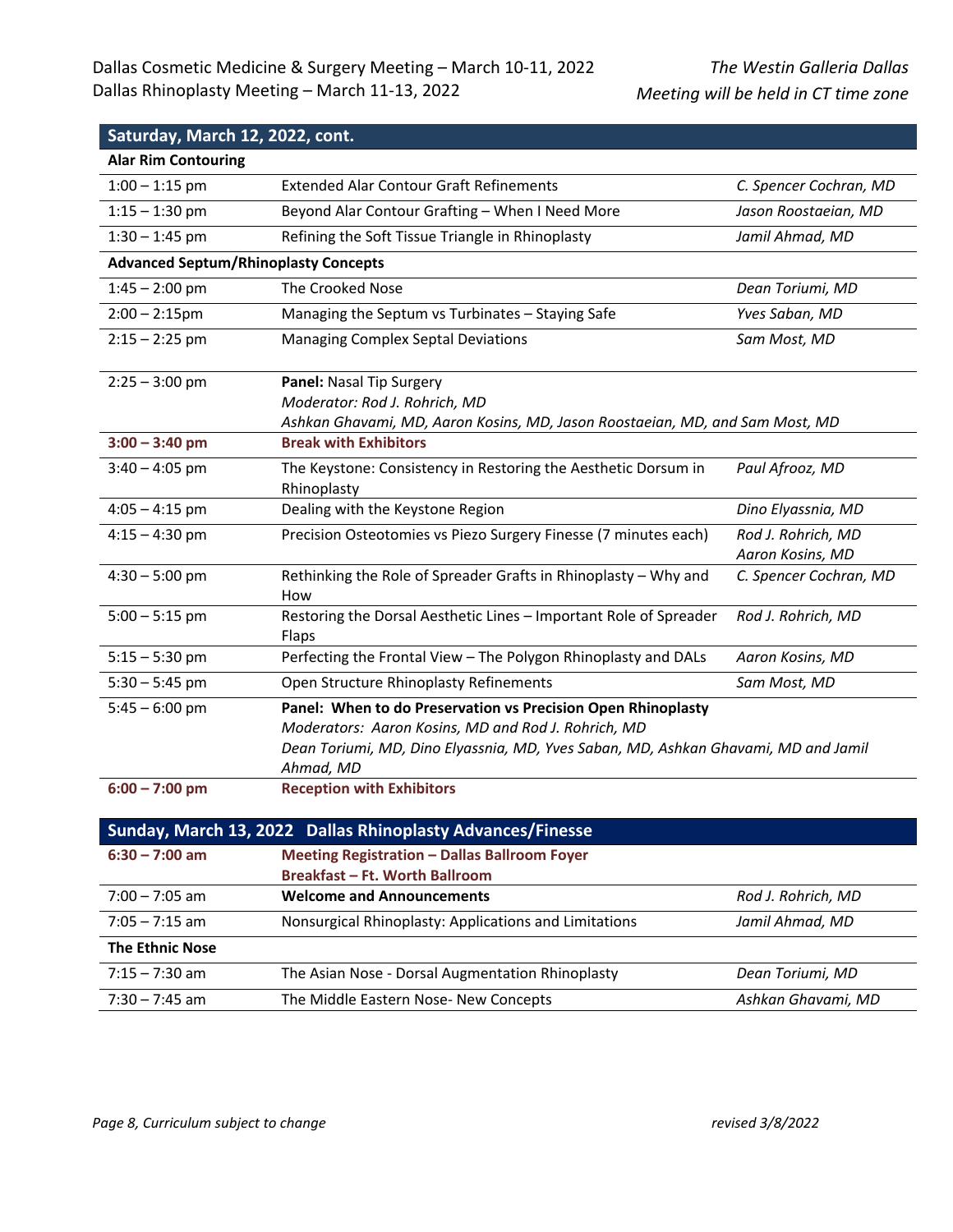## Saturday, March 12, 2022, cont.

| Time | Session | Speaker |
|---|---|---|
| **Alar Rim Contouring** | | |
| 1:00 – 1:15 pm | Extended Alar Contour Graft Refinements | *C. Spencer Cochran, MD* |
| 1:15 – 1:30 pm | Beyond Alar Contour Grafting – When I Need More | *Jason Roostaeian, MD* |
| 1:30 – 1:45 pm | Refining the Soft Tissue Triangle in Rhinoplasty | *Jamil Ahmad, MD* |
| **Advanced Septum/Rhinoplasty Concepts** | | |
| 1:45 – 2:00 pm | The Crooked Nose | *Dean Toriumi, MD* |
| 2:00 – 2:15pm | Managing the Septum vs Turbinates – Staying Safe | *Yves Saban, MD* |
| 2:15 – 2:25 pm | Managing Complex Septal Deviations | *Sam Most, MD* |
| 2:25 – 3:00 pm | **Panel:** Nasal Tip Surgery<br>*Moderator: Rod J. Rohrich, MD*<br>*Ashkan Ghavami, MD, Aaron Kosins, MD, Jason Roostaeian, MD, and Sam Most, MD* | |
| **3:00 – 3:40 pm** | **Break with Exhibitors** | |
| 3:40 – 4:05 pm | The Keystone: Consistency in Restoring the Aesthetic Dorsum in Rhinoplasty | *Paul Afrooz, MD* |
| 4:05 – 4:15 pm | Dealing with the Keystone Region | *Dino Elyassnia, MD* |
| 4:15 – 4:30 pm | Precision Osteotomies vs Piezo Surgery Finesse (7 minutes each) | *Rod J. Rohrich, MD*<br>*Aaron Kosins, MD* |
| 4:30 – 5:00 pm | Rethinking the Role of Spreader Grafts in Rhinoplasty – Why and How | *C. Spencer Cochran, MD* |
| 5:00 – 5:15 pm | Restoring the Dorsal Aesthetic Lines – Important Role of Spreader Flaps | *Rod J. Rohrich, MD* |
| 5:15 – 5:30 pm | Perfecting the Frontal View – The Polygon Rhinoplasty and DALs | *Aaron Kosins, MD* |
| 5:30 – 5:45 pm | Open Structure Rhinoplasty Refinements | *Sam Most, MD* |
| 5:45 – 6:00 pm | **Panel: When to do Preservation vs Precision Open Rhinoplasty**<br>*Moderators: Aaron Kosins, MD and Rod J. Rohrich, MD*<br>*Dean Toriumi, MD, Dino Elyassnia, MD, Yves Saban, MD, Ashkan Ghavami, MD and Jamil Ahmad, MD* | |
| **6:00 – 7:00 pm** | **Reception with Exhibitors** | |

## Sunday, March 13, 2022 Dallas Rhinoplasty Advances/Finesse

| Time | Session | Speaker |
|---|---|---|
| **6:30 – 7:00 am** | **Meeting Registration – Dallas Ballroom Foyer**<br>**Breakfast – Ft. Worth Ballroom** | |
| 7:00 – 7:05 am | **Welcome and Announcements** | *Rod J. Rohrich, MD* |
| 7:05 – 7:15 am | Nonsurgical Rhinoplasty: Applications and Limitations | *Jamil Ahmad, MD* |
| **The Ethnic Nose** | | |
| 7:15 – 7:30 am | The Asian Nose - Dorsal Augmentation Rhinoplasty | *Dean Toriumi, MD* |
| 7:30 – 7:45 am | The Middle Eastern Nose- New Concepts | *Ashkan Ghavami, MD* |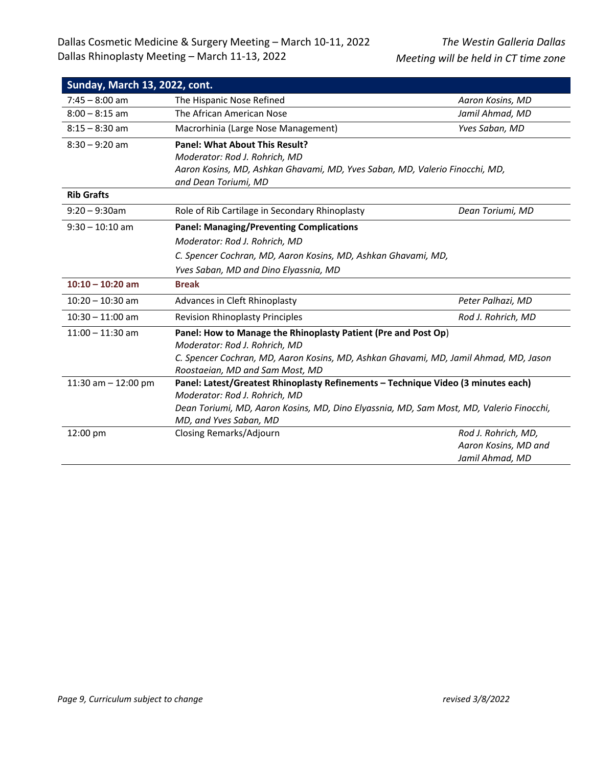| Sunday, March 13, 2022, cont. | | |
|---|---|---|
| 7:45 – 8:00 am | The Hispanic Nose Refined | *Aaron Kosins, MD* |
| 8:00 – 8:15 am | The African American Nose | *Jamil Ahmad, MD* |
| 8:15 – 8:30 am | Macrorhinia (Large Nose Management) | *Yves Saban, MD* |
| 8:30 – 9:20 am | **Panel: What About This Result?**<br>*Moderator: Rod J. Rohrich, MD*<br>*Aaron Kosins, MD, Ashkan Ghavami, MD, Yves Saban, MD, Valerio Finocchi, MD, and Dean Toriumi, MD* | |
| **Rib Grafts** | | |
| 9:20 – 9:30am | Role of Rib Cartilage in Secondary Rhinoplasty | *Dean Toriumi, MD* |
| 9:30 – 10:10 am | **Panel: Managing/Preventing Complications**<br>*Moderator: Rod J. Rohrich, MD*<br>*C. Spencer Cochran, MD, Aaron Kosins, MD, Ashkan Ghavami, MD, Yves Saban, MD and Dino Elyassnia, MD* | |
| **10:10 – 10:20 am** | **Break** | |
| 10:20 – 10:30 am | Advances in Cleft Rhinoplasty | *Peter Palhazi, MD* |
| 10:30 – 11:00 am | Revision Rhinoplasty Principles | *Rod J. Rohrich, MD* |
| 11:00 – 11:30 am | **Panel: How to Manage the Rhinoplasty Patient (Pre and Post Op)**<br>*Moderator: Rod J. Rohrich, MD*<br>*C. Spencer Cochran, MD, Aaron Kosins, MD, Ashkan Ghavami, MD, Jamil Ahmad, MD, Jason Roostaeian, MD and Sam Most, MD* | |
| 11:30 am – 12:00 pm | **Panel: Latest/Greatest Rhinoplasty Refinements – Technique Video (3 minutes each)**<br>*Moderator: Rod J. Rohrich, MD*<br>*Dean Toriumi, MD, Aaron Kosins, MD, Dino Elyassnia, MD, Sam Most, MD, Valerio Finocchi, MD, and Yves Saban, MD* | |
| 12:00 pm | Closing Remarks/Adjourn | *Rod J. Rohrich, MD, Aaron Kosins, MD and Jamil Ahmad, MD* |

*Curriculum subject to change* *revised 3/8/2022*